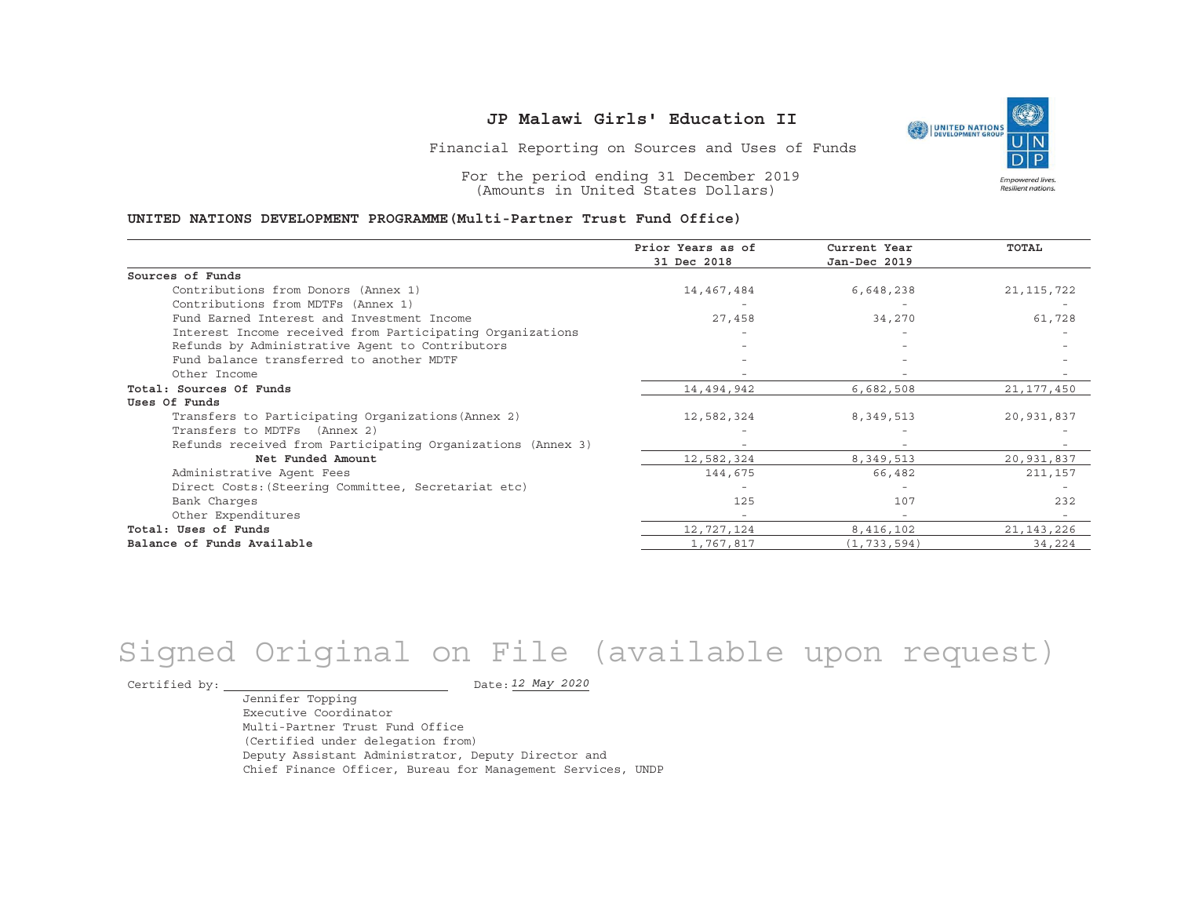# JP Malawi Girls' Education II

Financial Reporting on Sources and Uses of Funds

For the period ending 31 December 2019
(Amounts in United States Dollars)

**UNITED NATIONS DEVELOPMENT PROGRAMME(Multi-Partner Trust Fund Office)**

| | Prior Years as of 31 Dec 2018 | Current Year Jan-Dec 2019 | TOTAL |
|---|---|---|---|
| **Sources of Funds** | | | |
| Contributions from Donors (Annex 1) | 14,467,484 | 6,648,238 | 21,115,722 |
| Contributions from MDTFs (Annex 1) | - | - | - |
| Fund Earned Interest and Investment Income | 27,458 | 34,270 | 61,728 |
| Interest Income received from Participating Organizations | - | - | - |
| Refunds by Administrative Agent to Contributors | - | - | - |
| Fund balance transferred to another MDTF | - | - | - |
| Other Income | - | - | - |
| **Total: Sources Of Funds** | 14,494,942 | 6,682,508 | 21,177,450 |
| **Uses Of Funds** | | | |
| Transfers to Participating Organizations(Annex 2) | 12,582,324 | 8,349,513 | 20,931,837 |
| Transfers to MDTFs (Annex 2) | - | - | - |
| Refunds received from Participating Organizations (Annex 3) | - | - | - |
| **Net Funded Amount** | 12,582,324 | 8,349,513 | 20,931,837 |
| Administrative Agent Fees | 144,675 | 66,482 | 211,157 |
| Direct Costs:(Steering Committee, Secretariat etc) | - | - | - |
| Bank Charges | 125 | 107 | 232 |
| Other Expenditures | - | - | - |
| **Total: Uses of Funds** | 12,727,124 | 8,416,102 | 21,143,226 |
| **Balance of Funds Available** | 1,767,817 | (1,733,594) | 34,224 |

Signed Original on File (available upon request)

Certified by: Date: *12 May 2020*

Jennifer Topping
Executive Coordinator
Multi-Partner Trust Fund Office
(Certified under delegation from)
Deputy Assistant Administrator, Deputy Director and
Chief Finance Officer, Bureau for Management Services, UNDP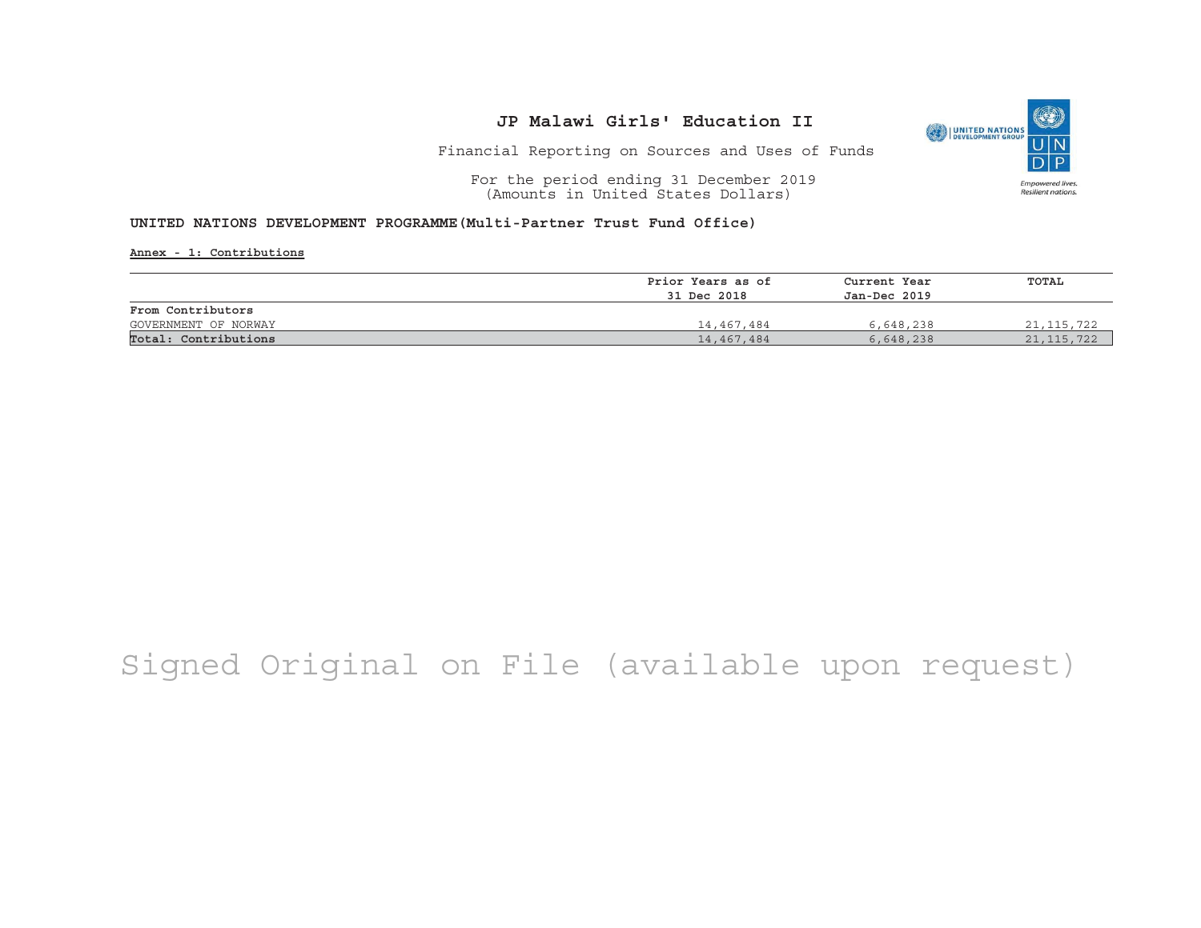# JP Malawi Girls' Education II

Financial Reporting on Sources and Uses of Funds

For the period ending 31 December 2019
(Amounts in United States Dollars)

**UNITED NATIONS DEVELOPMENT PROGRAMME(Multi-Partner Trust Fund Office)**

**Annex - 1: Contributions**

| | Prior Years as of 31 Dec 2018 | Current Year Jan-Dec 2019 | TOTAL |
|---|---|---|---|
| **From Contributors** | | | |
| GOVERNMENT OF NORWAY | 14,467,484 | 6,648,238 | 21,115,722 |
| **Total: Contributions** | 14,467,484 | 6,648,238 | 21,115,722 |

Signed Original on File (available upon request)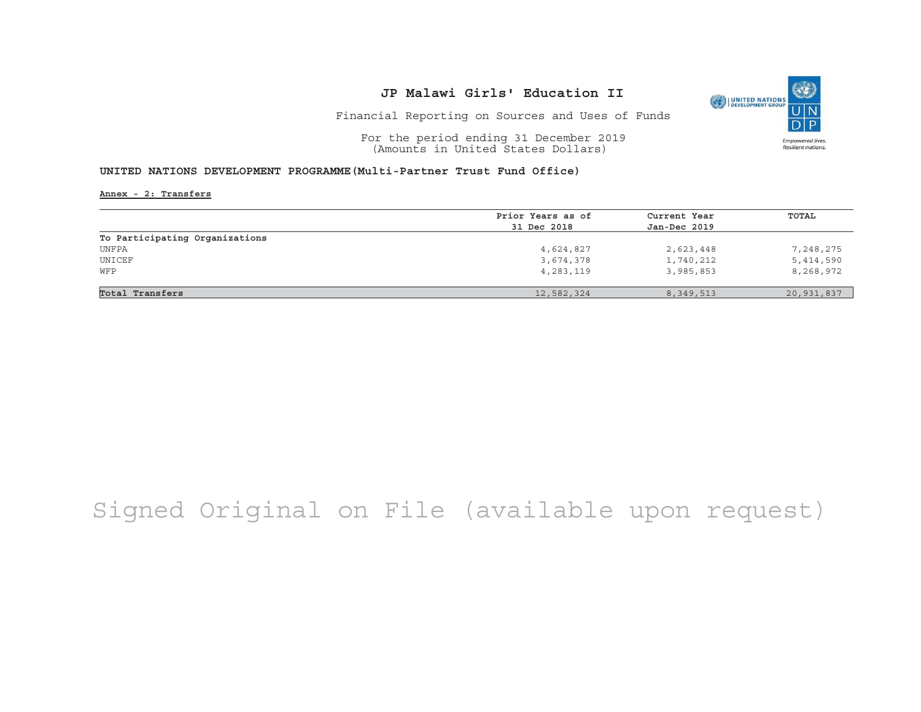# JP Malawi Girls' Education II

Financial Reporting on Sources and Uses of Funds

For the period ending 31 December 2019
(Amounts in United States Dollars)

**UNITED NATIONS DEVELOPMENT PROGRAMME(Multi-Partner Trust Fund Office)**

**Annex - 2: Transfers**

| | Prior Years as of 31 Dec 2018 | Current Year Jan-Dec 2019 | TOTAL |
|---|---|---|---|
| **To Participating Organizations** | | | |
| UNFPA | 4,624,827 | 2,623,448 | 7,248,275 |
| UNICEF | 3,674,378 | 1,740,212 | 5,414,590 |
| WFP | 4,283,119 | 3,985,853 | 8,268,972 |
| **Total Transfers** | 12,582,324 | 8,349,513 | 20,931,837 |

Signed Original on File (available upon request)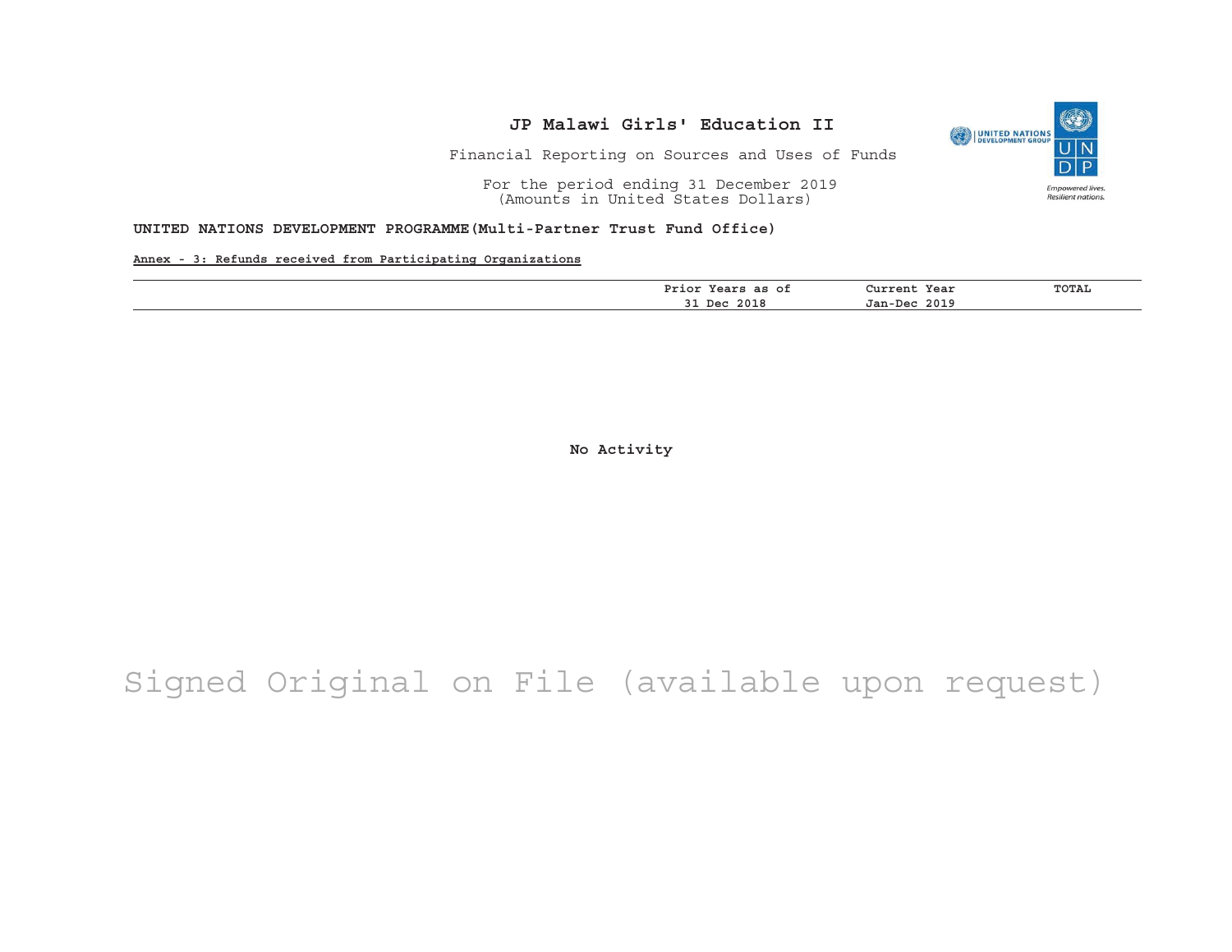# JP Malawi Girls' Education II

Financial Reporting on Sources and Uses of Funds

For the period ending 31 December 2019
(Amounts in United States Dollars)

**UNITED NATIONS DEVELOPMENT PROGRAMME(Multi-Partner Trust Fund Office)**

**Annex - 3: Refunds received from Participating Organizations**

| | Prior Years as of 31 Dec 2018 | Current Year Jan-Dec 2019 | TOTAL |
|---|---|---|---|

**No Activity**

Signed Original on File (available upon request)